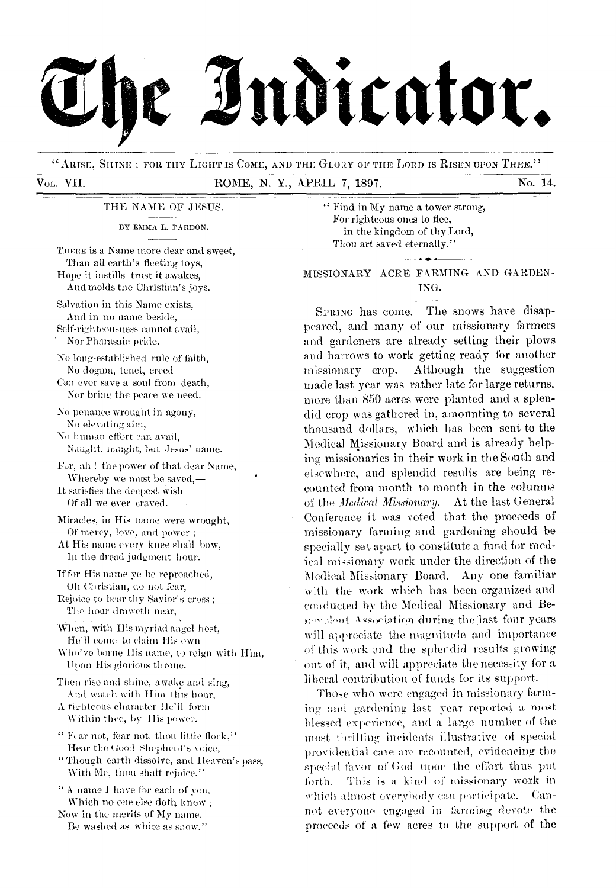# The Indicator.

"ARISE, SHINE; FOR THY LIGHT IS COME, AND THE GLORY OF THE LORD IS RISEN UPON THEE."

VOL. VII. ROME, N. Y., APRIL 7, 1897. No. 14.

## THE NAME OF JESUS.

BY EMMA L. PARDON.

THERE is a Name more dear and sweet,
Than all earth's fleeting toys,
Hope it instills trust it awakes,
And molds the Christian's joys.

Salvation in this Name exists,
And in no name beside,
Self-righteousness cannot avail,
Nor Pharasaic pride.

No long-established rule of faith,
No dogma, tenet, creed
Can ever save a soul from death,
Nor bring the peace we need.

No penance wrought in agony,
No elevating aim,
No human effort can avail,
Naught, naught, but Jesus' name.

For, ah! the power of that dear Name,
Whereby we must be saved,—
It satisfies the deepest wish
Of all we ever craved.

Miracles, in His name were wrought,
Of mercy, love, and power;
At His name every knee shall bow,
In the dread judgment hour.

If for His name ye be reproached,
Oh Christian, do not fear,
Rejoice to bear thy Savior's cross;
The hour draweth near,

When, with His myriad angel host,
He'll come to claim His own
Who've borne His name, to reign with Him,
Upon His glorious throne.

Then rise and shine, awake and sing,
And watch with Him this hour,
A righteous character He'll form
Within thee, by His power.

"Fear not, fear not, thou little flock,"
Hear the Good Shepherd's voice,
"Though earth dissolve, and Heaven's pass,
With Me, thou shalt rejoice."

"A name I have for each of you,
Which no one else doth know;
Now in the merits of My name.
Be washed as white as snow."

"Find in My name a tower strong,
For righteous ones to flee,
in the kingdom of thy Lord,
Thou art saved eternally."

## MISSIONARY ACRE FARMING AND GARDENING.

SPRING has come. The snows have disappeared, and many of our missionary farmers and gardeners are already setting their plows and harrows to work getting ready for another missionary crop. Although the suggestion made last year was rather late for large returns, more than 850 acres were planted and a splendid crop was gathered in, amounting to several thousand dollars, which has been sent to the Medical Missionary Board and is already helping missionaries in their work in the South and elsewhere, and splendid results are being recounted from month to month in the columns of the *Medical Missionary*. At the last General Conference it was voted that the proceeds of missionary farming and gardening should be specially set apart to constitute a fund for medical missionary work under the direction of the Medical Missionary Board. Any one familiar with the work which has been organized and conducted by the Medical Missionary and Benevolent Association during the last four years will appreciate the magnitude and importance of this work and the splendid results growing out of it, and will appreciate the necessity for a liberal contribution of funds for its support.

Those who were engaged in missionary farming and gardening last year reported a most blessed experience, and a large number of the most thrilling incidents illustrative of special providential care are recounted, evidencing the special favor of God upon the effort thus put forth. This is a kind of missionary work in which almost everybody can participate. Cannot everyone engaged in farming devote the proceeds of a few acres to the support of the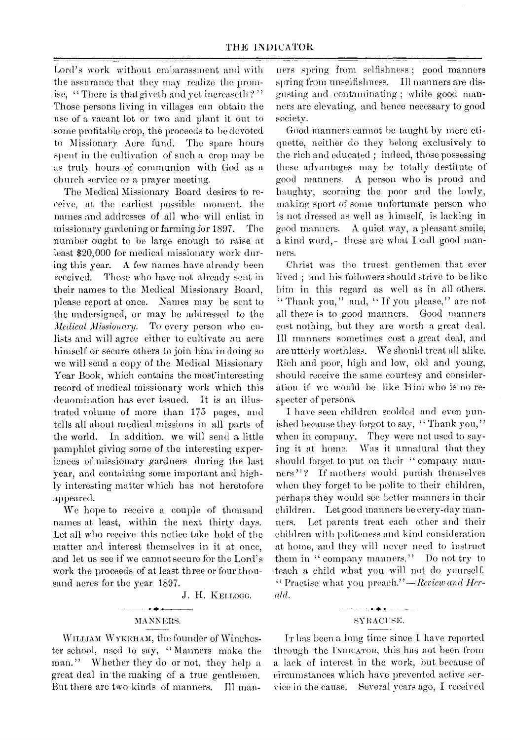Lord's work without embarassment and with the assurance that they may realize the promise, "There is thatgiveth and yet increaseth?" Those persons living in villages can obtain the use of a vacant lot or two and plant it out to some profitable crop, the proceeds to be devoted to Missionary Acre fund. The spare hours spent in the cultivation of such a crop may be as truly hours of communion with God as a church service or a prayer meeting.

The Medical Missionary Board desires to receive, at the earliest possible moment, the names and addresses of all who will enlist in missionary gardening or farming for 1897. The number ought to be large enough to raise at least $20,000 for medical missionary work during this year. A few names have already been received. Those who have not already sent in their names to the Medical Missionary Board, please report at once. Names may be sent to the undersigned, or may be addressed to the *Medical Missionary*. To every person who enlists and will agree either to cultivate an acre himself or secure others to join him in doing so we will send a copy of the Medical Missionary Year Book, which contains the most interesting record of medical missionary work which this denomination has ever issued. It is an illustrated volume of more than 175 pages, and tells all about medical missions in all parts of the world. In addition, we will send a little pamphlet giving some of the interesting experiences of missionary gardners during the last year, and containing some important and highly interesting matter which has not heretofore appeared.

We hope to receive a couple of thousand names at least, within the next thirty days. Let all who receive this notice take hold of the matter and interest themselves in it at once, and let us see if we cannot secure for the Lord's work the proceeds of at least three or four thousand acres for the year 1897.

J. H. KELLOGG.

## MANNERS.

WILLIAM WYKEHAM, the founder of Winchester school, used to say, "Manners make the man." Whether they do or not, they help a great deal in the making of a true gentlemen. But there are two kinds of manners. Ill manners spring from selfishness; good manners spring from unselfishness. Ill manners are disgusting and contaminating; while good manners are elevating, and hence necessary to good society.

Good manners cannot be taught by mere etiquette, neither do they belong exclusively to the rich and educated; indeed, those possessing these advantages may be totally destitute of good manners. A person who is proud and haughty, scorning the poor and the lowly, making sport of some unfortunate person who is not dressed as well as himself, is lacking in good manners. A quiet way, a pleasant smile, a kind word,—these are what I call good manners.

Christ was the truest gentlemen that ever lived; and his followers should strive to be like him in this regard as well as in all others. "Thank you," and, "If you please," are not all there is to good manners. Good manners cost nothing, but they are worth a great deal. Ill manners sometimes cost a great deal, and are utterly worthless. We should treat all alike. Rich and poor, high and low, old and young, should receive the same courtesy and consideration if we would be like Him who is no respecter of persons.

I have seen children scolded and even punished because they forgot to say, "Thank you," when in company. They were not used to saying it at home. Was it unnatural that they should forget to put on their "company manners"? If mothers would punish themselves when they forget to be polite to their children, perhaps they would see better manners in their children. Let good manners be every-day manners. Let parents treat each other and their children with politeness and kind consideration at home, and they will never need to instruct them in "company manners." Do not try to teach a child what you will not do yourself. "Practise what you preach."—*Review and Herald.*

## SYRACUSE.

IT has been a long time since I have reported through the INDICATOR, this has not been from a lack of interest in the work, but because of circumstances which have prevented active service in the cause. Several years ago, I received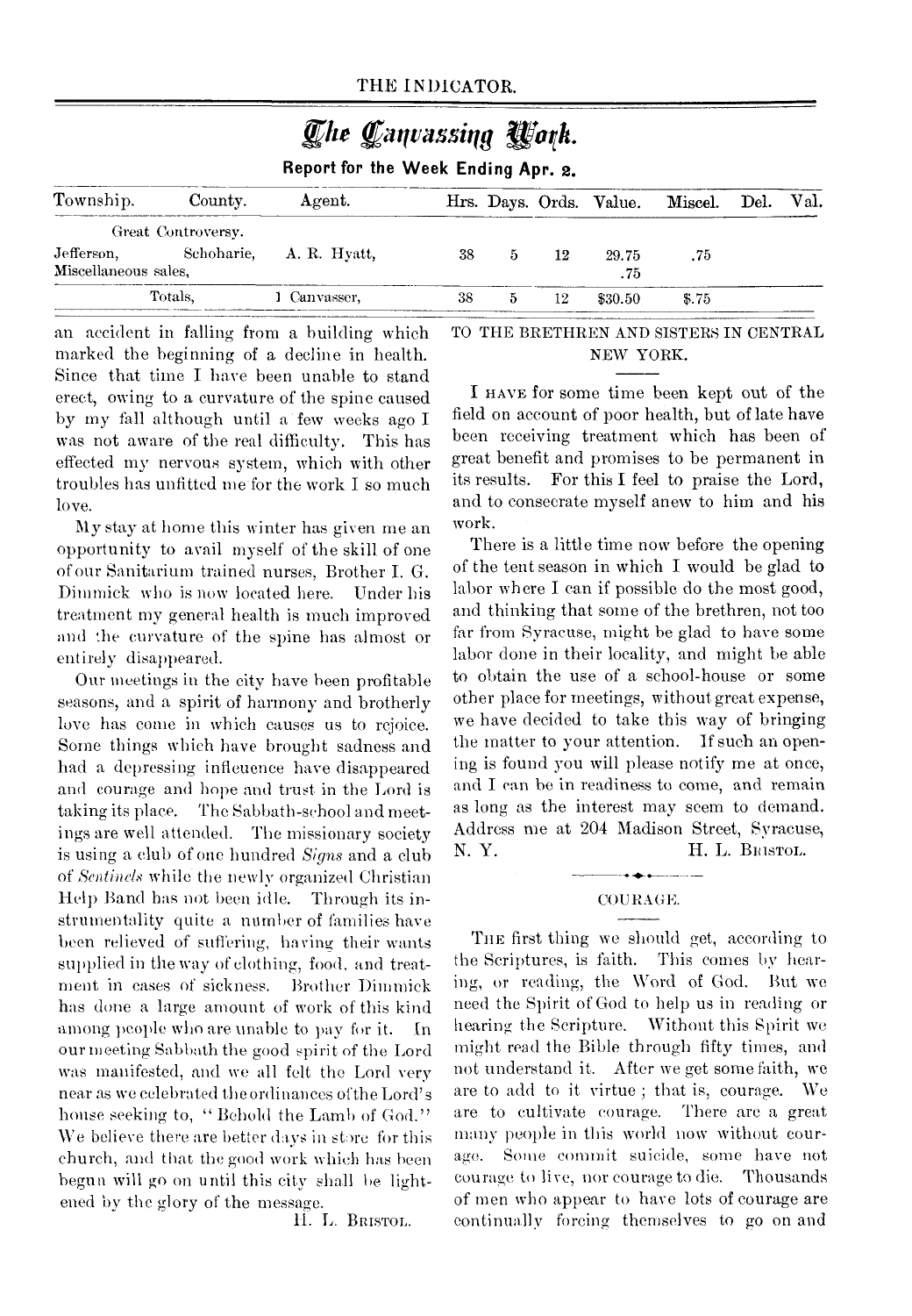## The Canvassing Work.

**Report for the Week Ending Apr. 2.**

| Township. | County. | Agent. | Hrs. | Days. | Ords. | Value. | Miscel. | Del. | Val. |
|---|---|---|---|---|---|---|---|---|---|
| Great Controversy. | | | | | | | | | |
| Jefferson, | Schoharie, | A. R. Hyatt, | 38 | 5 | 12 | 29.75 | .75 | | |
| Miscellaneous sales, | | | | | | .75 | | | |
| Totals, | | 1 Canvasser, | 38 | 5 | 12 | $30.50 | $.75 | | |

an accident in falling from a building which marked the beginning of a decline in health. Since that time I have been unable to stand erect, owing to a curvature of the spine caused by my fall although until a few weeks ago I was not aware of the real difficulty. This has effected my nervous system, which with other troubles has unfitted me for the work I so much love.

My stay at home this winter has given me an opportunity to avail myself of the skill of one of our Sanitarium trained nurses, Brother I. G. Dimmick who is now located here. Under his treatment my general health is much improved and the curvature of the spine has almost or entirely disappeared.

Our meetings in the city have been profitable seasons, and a spirit of harmony and brotherly love has come in which causes us to rejoice. Some things which have brought sadness and had a depressing infleuence have disappeared and courage and hope and trust in the Lord is taking its place. The Sabbath-school and meetings are well attended. The missionary society is using a club of one hundred *Signs* and a club of *Sentinels* while the newly organized Christian Help Band has not been idle. Through its instrumentality quite a number of families have been relieved of suffering, having their wants supplied in the way of clothing, food, and treatment in cases of sickness. Brother Dimmick has done a large amount of work of this kind among people who are unable to pay for it. In our meeting Sabbath the good spirit of the Lord was manifested, and we all felt the Lord very near as we celebrated the ordinances of the Lord's house seeking to, "Behold the Lamb of God." We believe there are better days in store for this church, and that the good work which has been begun will go on until this city shall be lightened by the glory of the message.

H. L. Bristol.

### TO THE BRETHREN AND SISTERS IN CENTRAL NEW YORK.

I have for some time been kept out of the field on account of poor health, but of late have been receiving treatment which has been of great benefit and promises to be permanent in its results. For this I feel to praise the Lord, and to consecrate myself anew to him and his work.

There is a little time now before the opening of the tent season in which I would be glad to labor where I can if possible do the most good, and thinking that some of the brethren, not too far from Syracuse, might be glad to have some labor done in their locality, and might be able to obtain the use of a school-house or some other place for meetings, without great expense, we have decided to take this way of bringing the matter to your attention. If such an opening is found you will please notify me at once, and I can be in readiness to come, and remain as long as the interest may seem to demand. Address me at 204 Madison Street, Syracuse, N. Y.

H. L. Bristol.

### COURAGE.

The first thing we should get, according to the Scriptures, is faith. This comes by hearing, or reading, the Word of God. But we need the Spirit of God to help us in reading or hearing the Scripture. Without this Spirit we might read the Bible through fifty times, and not understand it. After we get some faith, we are to add to it virtue; that is, courage. We are to cultivate courage. There are a great many people in this world now without courage. Some commit suicide, some have not courage to live, nor courage to die. Thousands of men who appear to have lots of courage are continually forcing themselves to go on and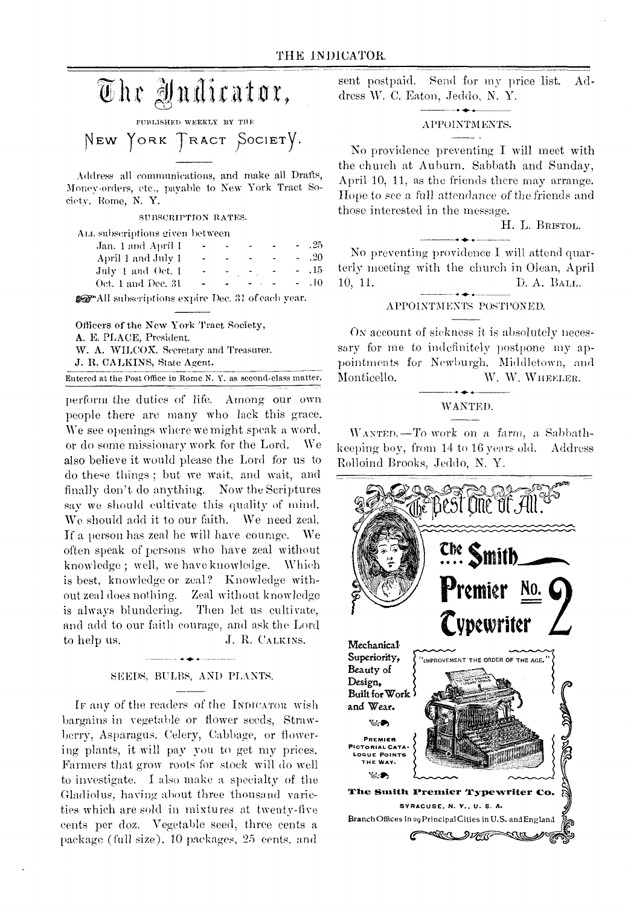# The Indicator,

PUBLISHED WEEKLY BY THE

## New York Tract Society.

Address all communications, and make all Drafts, Money-orders, etc., payable to New York Tract Society, Rome, N. Y.

SUBSCRIPTION RATES.

All subscriptions given between

| | |
|---|---|
| Jan. 1 and April 1 | .25 |
| April 1 and July 1 | .20 |
| July 1 and Oct. 1 | .15 |
| Oct. 1 and Dec. 31 | .10 |

All subscriptions expire Dec. 31 of each year.

Officers of the New York Tract Society,
A. E. PLACE, President.
W. A. WILCOX, Secretary and Treasurer.
J. R. CALKINS, State Agent.

Entered at the Post Office in Rome N. Y. as second-class matter.

perform the duties of life. Among our own people there are many who lack this grace. We see openings where we might speak a word, or do some missionary work for the Lord. We also believe it would please the Lord for us to do these things; but we wait, and wait, and finally don't do anything. Now the Scriptures say we should cultivate this quality of mind. We should add it to our faith. We need zeal. If a person has zeal he will have courage. We often speak of persons who have zeal without knowledge; well, we have knowledge. Which is best, knowledge or zeal? Knowledge without zeal does nothing. Zeal without knowledge is always blundering. Then let us cultivate, and add to our faith courage, and ask the Lord to help us.

J. R. CALKINS.

### SEEDS, BULBS, AND PLANTS.

If any of the readers of the INDICATOR wish bargains in vegetable or flower seeds, Strawberry, Asparagus, Celery, Cabbage, or flowering plants, it will pay you to get my prices. Farmers that grow roots for stock will do well to investigate. I also make a specialty of the Gladiolus, having about three thousand varieties which are sold in mixtures at twenty-five cents per doz. Vegetable seed, three cents a package (full size), 10 packages, 25 cents, and sent postpaid. Send for my price list. Address W. C. Eaton, Jeddo, N. Y.

### APPOINTMENTS.

No providence preventing I will meet with the church at Auburn, Sabbath and Sunday, April 10, 11, as the friends there may arrange. Hope to see a full attendance of the friends and those interested in the message.

H. L. BRISTOL.

No preventing providence I will attend quarterly meeting with the church in Olean, April 10, 11.

D. A. BALL.

### APPOINTMENTS POSTPONED.

On account of sickness it is absolutely necessary for me to indefinitely postpone my appointments for Newburgh, Middletown, and Monticello.

W. W. WHEELER.

### WANTED.

WANTED.—To work on a farm, a Sabbath-keeping boy, from 14 to 16 years old. Address Rolloind Brooks, Jeddo, N. Y.

**The Best One of All.**

**The Smith Premier No. 2 Typewriter**

Mechanical Superiority, Beauty of Design, Built for Work and Wear.

"IMPROVEMENT THE ORDER OF THE AGE."

PREMIER PICTORIAL CATALOGUE POINTS THE WAY.

**The Smith Premier Typewriter Co.**

SYRACUSE, N. Y., U. S. A.

Branch Offices in 29 Principal Cities in U.S. and England